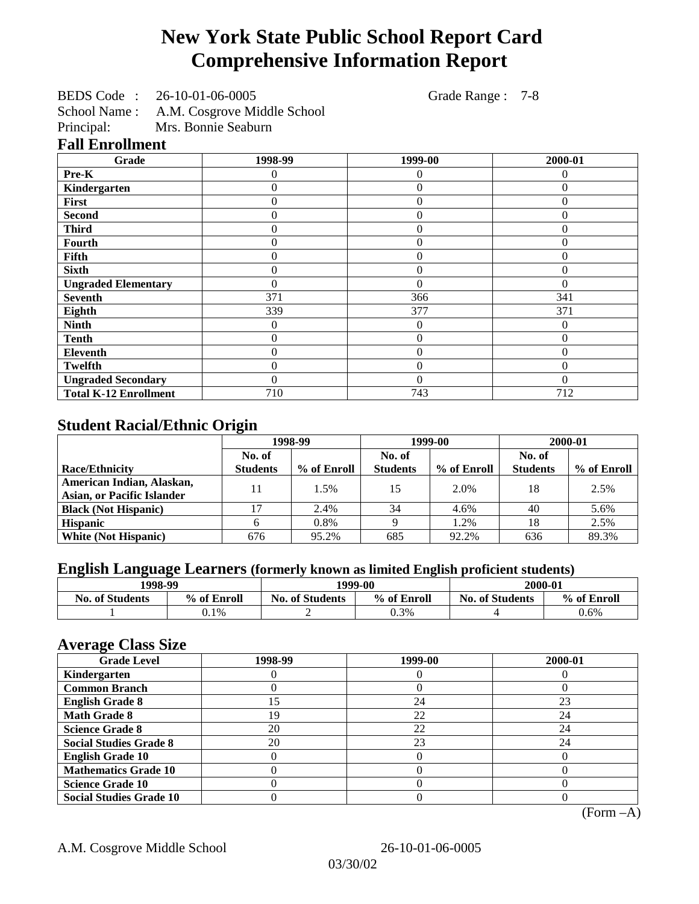# New York State Public School Report Card
# Comprehensive Information Report

BEDS Code : 26-10-01-06-0005 Grade Range : 7-8
School Name : A.M. Cosgrove Middle School
Principal: Mrs. Bonnie Seaburn

## Fall Enrollment

| Grade | 1998-99 | 1999-00 | 2000-01 |
|---|---|---|---|
| Pre-K | 0 | 0 | 0 |
| Kindergarten | 0 | 0 | 0 |
| First | 0 | 0 | 0 |
| Second | 0 | 0 | 0 |
| Third | 0 | 0 | 0 |
| Fourth | 0 | 0 | 0 |
| Fifth | 0 | 0 | 0 |
| Sixth | 0 | 0 | 0 |
| Ungraded Elementary | 0 | 0 | 0 |
| Seventh | 371 | 366 | 341 |
| Eighth | 339 | 377 | 371 |
| Ninth | 0 | 0 | 0 |
| Tenth | 0 | 0 | 0 |
| Eleventh | 0 | 0 | 0 |
| Twelfth | 0 | 0 | 0 |
| Ungraded Secondary | 0 | 0 | 0 |
| Total K-12 Enrollment | 710 | 743 | 712 |

## Student Racial/Ethnic Origin

| | 1998-99 | | 1999-00 | | 2000-01 | |
|---|---|---|---|---|---|---|
| Race/Ethnicity | No. of Students | % of Enroll | No. of Students | % of Enroll | No. of Students | % of Enroll |
| American Indian, Alaskan, Asian, or Pacific Islander | 11 | 1.5% | 15 | 2.0% | 18 | 2.5% |
| Black (Not Hispanic) | 17 | 2.4% | 34 | 4.6% | 40 | 5.6% |
| Hispanic | 6 | 0.8% | 9 | 1.2% | 18 | 2.5% |
| White (Not Hispanic) | 676 | 95.2% | 685 | 92.2% | 636 | 89.3% |

## English Language Learners (formerly known as limited English proficient students)

| 1998-99 | | 1999-00 | | 2000-01 | |
|---|---|---|---|---|---|
| No. of Students | % of Enroll | No. of Students | % of Enroll | No. of Students | % of Enroll |
| 1 | 0.1% | 2 | 0.3% | 4 | 0.6% |

## Average Class Size

| Grade Level | 1998-99 | 1999-00 | 2000-01 |
|---|---|---|---|
| Kindergarten | 0 | 0 | 0 |
| Common Branch | 0 | 0 | 0 |
| English Grade 8 | 15 | 24 | 23 |
| Math Grade 8 | 19 | 22 | 24 |
| Science Grade 8 | 20 | 22 | 24 |
| Social Studies Grade 8 | 20 | 23 | 24 |
| English Grade 10 | 0 | 0 | 0 |
| Mathematics Grade 10 | 0 | 0 | 0 |
| Science Grade 10 | 0 | 0 | 0 |
| Social Studies Grade 10 | 0 | 0 | 0 |

(Form –A)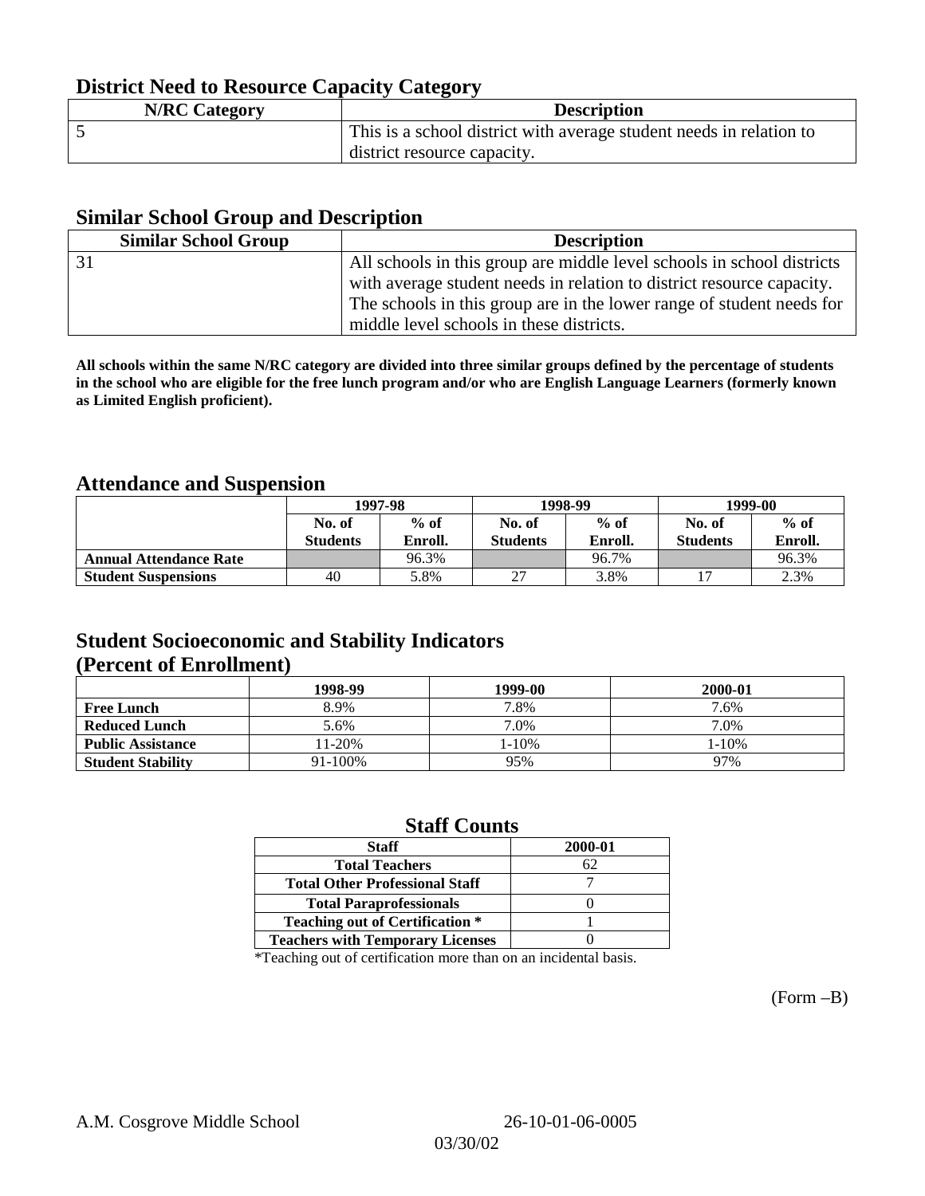## District Need to Resource Capacity Category

| N/RC Category | Description |
|---|---|
| 5 | This is a school district with average student needs in relation to district resource capacity. |

## Similar School Group and Description

| Similar School Group | Description |
|---|---|
| 31 | All schools in this group are middle level schools in school districts with average student needs in relation to district resource capacity. The schools in this group are in the lower range of student needs for middle level schools in these districts. |

**All schools within the same N/RC category are divided into three similar groups defined by the percentage of students in the school who are eligible for the free lunch program and/or who are English Language Learners (formerly known as Limited English proficient).**

## Attendance and Suspension

| | 1997-98 | | 1998-99 | | 1999-00 | |
|---|---|---|---|---|---|---|
| | No. of Students | % of Enroll. | No. of Students | % of Enroll. | No. of Students | % of Enroll. |
| **Annual Attendance Rate** | | 96.3% | | 96.7% | | 96.3% |
| **Student Suspensions** | 40 | 5.8% | 27 | 3.8% | 17 | 2.3% |

## Student Socioeconomic and Stability Indicators (Percent of Enrollment)

| | 1998-99 | 1999-00 | 2000-01 |
|---|---|---|---|
| **Free Lunch** | 8.9% | 7.8% | 7.6% |
| **Reduced Lunch** | 5.6% | 7.0% | 7.0% |
| **Public Assistance** | 11-20% | 1-10% | 1-10% |
| **Student Stability** | 91-100% | 95% | 97% |

## Staff Counts

| Staff | 2000-01 |
|---|---|
| Total Teachers | 62 |
| Total Other Professional Staff | 7 |
| Total Paraprofessionals | 0 |
| Teaching out of Certification * | 1 |
| Teachers with Temporary Licenses | 0 |

*Teaching out of certification more than on an incidental basis.

(Form –B)

A.M. Cosgrove Middle School 26-10-01-06-0005

03/30/02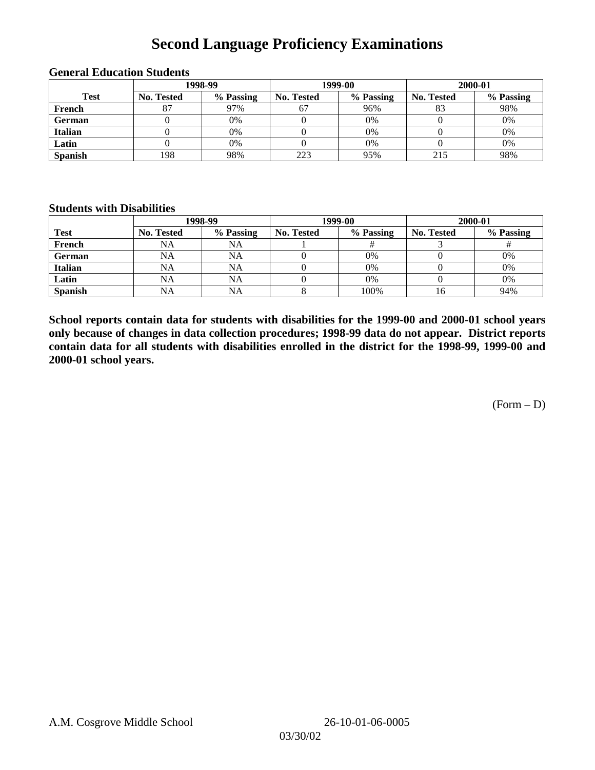# Second Language Proficiency Examinations

### General Education Students

| Test | 1998-99 | | 1999-00 | | 2000-01 | |
|---|---|---|---|---|---|---|
| | No. Tested | % Passing | No. Tested | % Passing | No. Tested | % Passing |
| French | 87 | 97% | 67 | 96% | 83 | 98% |
| German | 0 | 0% | 0 | 0% | 0 | 0% |
| Italian | 0 | 0% | 0 | 0% | 0 | 0% |
| Latin | 0 | 0% | 0 | 0% | 0 | 0% |
| Spanish | 198 | 98% | 223 | 95% | 215 | 98% |

### Students with Disabilities

| Test | 1998-99 | | 1999-00 | | 2000-01 | |
|---|---|---|---|---|---|---|
| | No. Tested | % Passing | No. Tested | % Passing | No. Tested | % Passing |
| French | NA | NA | 1 | # | 3 | # |
| German | NA | NA | 0 | 0% | 0 | 0% |
| Italian | NA | NA | 0 | 0% | 0 | 0% |
| Latin | NA | NA | 0 | 0% | 0 | 0% |
| Spanish | NA | NA | 8 | 100% | 16 | 94% |

**School reports contain data for students with disabilities for the 1999-00 and 2000-01 school years only because of changes in data collection procedures; 1998-99 data do not appear. District reports contain data for all students with disabilities enrolled in the district for the 1998-99, 1999-00 and 2000-01 school years.**

(Form – D)

A.M. Cosgrove Middle School 26-10-01-06-0005

03/30/02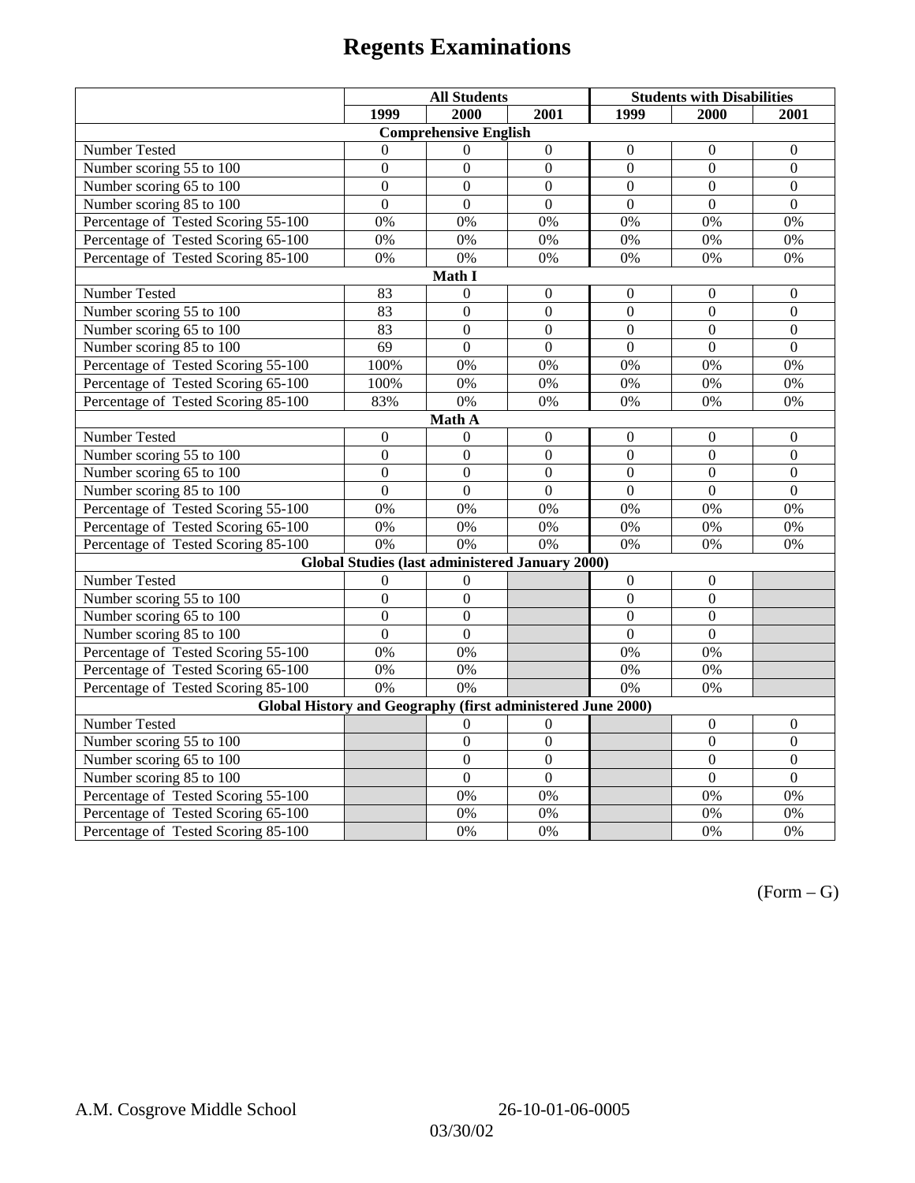# Regents Examinations

| | All Students | | | Students with Disabilities | | |
|---|---|---|---|---|---|---|
| | 1999 | 2000 | 2001 | 1999 | 2000 | 2001 |
| **Comprehensive English** | | | | | | |
| Number Tested | 0 | 0 | 0 | 0 | 0 | 0 |
| Number scoring 55 to 100 | 0 | 0 | 0 | 0 | 0 | 0 |
| Number scoring 65 to 100 | 0 | 0 | 0 | 0 | 0 | 0 |
| Number scoring 85 to 100 | 0 | 0 | 0 | 0 | 0 | 0 |
| Percentage of Tested Scoring 55-100 | 0% | 0% | 0% | 0% | 0% | 0% |
| Percentage of Tested Scoring 65-100 | 0% | 0% | 0% | 0% | 0% | 0% |
| Percentage of Tested Scoring 85-100 | 0% | 0% | 0% | 0% | 0% | 0% |
| **Math I** | | | | | | |
| Number Tested | 83 | 0 | 0 | 0 | 0 | 0 |
| Number scoring 55 to 100 | 83 | 0 | 0 | 0 | 0 | 0 |
| Number scoring 65 to 100 | 83 | 0 | 0 | 0 | 0 | 0 |
| Number scoring 85 to 100 | 69 | 0 | 0 | 0 | 0 | 0 |
| Percentage of Tested Scoring 55-100 | 100% | 0% | 0% | 0% | 0% | 0% |
| Percentage of Tested Scoring 65-100 | 100% | 0% | 0% | 0% | 0% | 0% |
| Percentage of Tested Scoring 85-100 | 83% | 0% | 0% | 0% | 0% | 0% |
| **Math A** | | | | | | |
| Number Tested | 0 | 0 | 0 | 0 | 0 | 0 |
| Number scoring 55 to 100 | 0 | 0 | 0 | 0 | 0 | 0 |
| Number scoring 65 to 100 | 0 | 0 | 0 | 0 | 0 | 0 |
| Number scoring 85 to 100 | 0 | 0 | 0 | 0 | 0 | 0 |
| Percentage of Tested Scoring 55-100 | 0% | 0% | 0% | 0% | 0% | 0% |
| Percentage of Tested Scoring 65-100 | 0% | 0% | 0% | 0% | 0% | 0% |
| Percentage of Tested Scoring 85-100 | 0% | 0% | 0% | 0% | 0% | 0% |
| **Global Studies (last administered January 2000)** | | | | | | |
| Number Tested | 0 | 0 | | 0 | 0 | |
| Number scoring 55 to 100 | 0 | 0 | | 0 | 0 | |
| Number scoring 65 to 100 | 0 | 0 | | 0 | 0 | |
| Number scoring 85 to 100 | 0 | 0 | | 0 | 0 | |
| Percentage of Tested Scoring 55-100 | 0% | 0% | | 0% | 0% | |
| Percentage of Tested Scoring 65-100 | 0% | 0% | | 0% | 0% | |
| Percentage of Tested Scoring 85-100 | 0% | 0% | | 0% | 0% | |
| **Global History and Geography (first administered June 2000)** | | | | | | |
| Number Tested | | 0 | 0 | | 0 | 0 |
| Number scoring 55 to 100 | | 0 | 0 | | 0 | 0 |
| Number scoring 65 to 100 | | 0 | 0 | | 0 | 0 |
| Number scoring 85 to 100 | | 0 | 0 | | 0 | 0 |
| Percentage of Tested Scoring 55-100 | | 0% | 0% | | 0% | 0% |
| Percentage of Tested Scoring 65-100 | | 0% | 0% | | 0% | 0% |
| Percentage of Tested Scoring 85-100 | | 0% | 0% | | 0% | 0% |

(Form – G)

A.M. Cosgrove Middle School 26-10-01-06-0005

03/30/02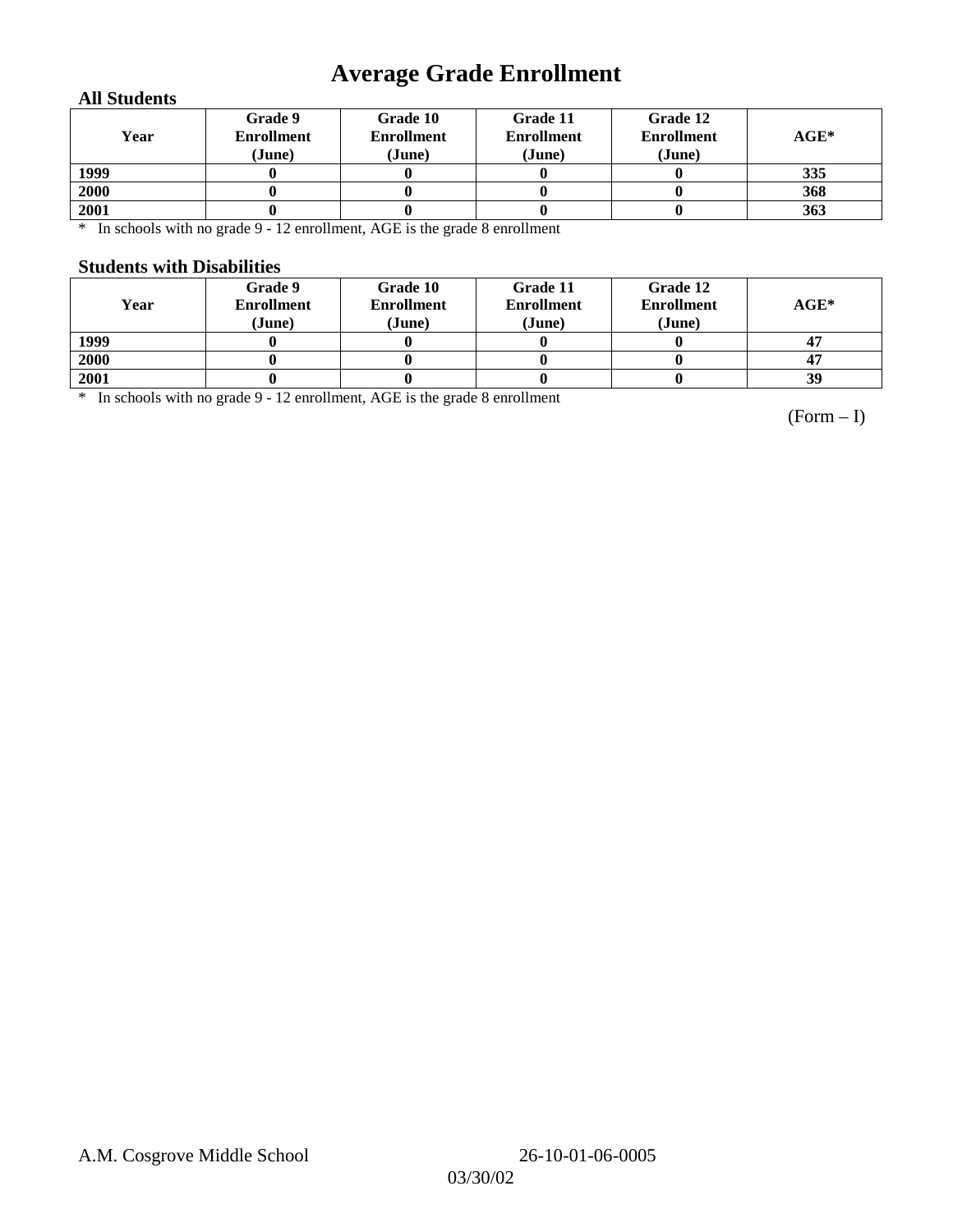# Average Grade Enrollment

### All Students

| Year | Grade 9 Enrollment (June) | Grade 10 Enrollment (June) | Grade 11 Enrollment (June) | Grade 12 Enrollment (June) | AGE* |
|---|---|---|---|---|---|
| 1999 | 0 | 0 | 0 | 0 | 335 |
| 2000 | 0 | 0 | 0 | 0 | 368 |
| 2001 | 0 | 0 | 0 | 0 | 363 |

\* In schools with no grade 9 - 12 enrollment, AGE is the grade 8 enrollment

### Students with Disabilities

| Year | Grade 9 Enrollment (June) | Grade 10 Enrollment (June) | Grade 11 Enrollment (June) | Grade 12 Enrollment (June) | AGE* |
|---|---|---|---|---|---|
| 1999 | 0 | 0 | 0 | 0 | 47 |
| 2000 | 0 | 0 | 0 | 0 | 47 |
| 2001 | 0 | 0 | 0 | 0 | 39 |

\* In schools with no grade 9 - 12 enrollment, AGE is the grade 8 enrollment

(Form – I)

A.M. Cosgrove Middle School 26-10-01-06-0005

03/30/02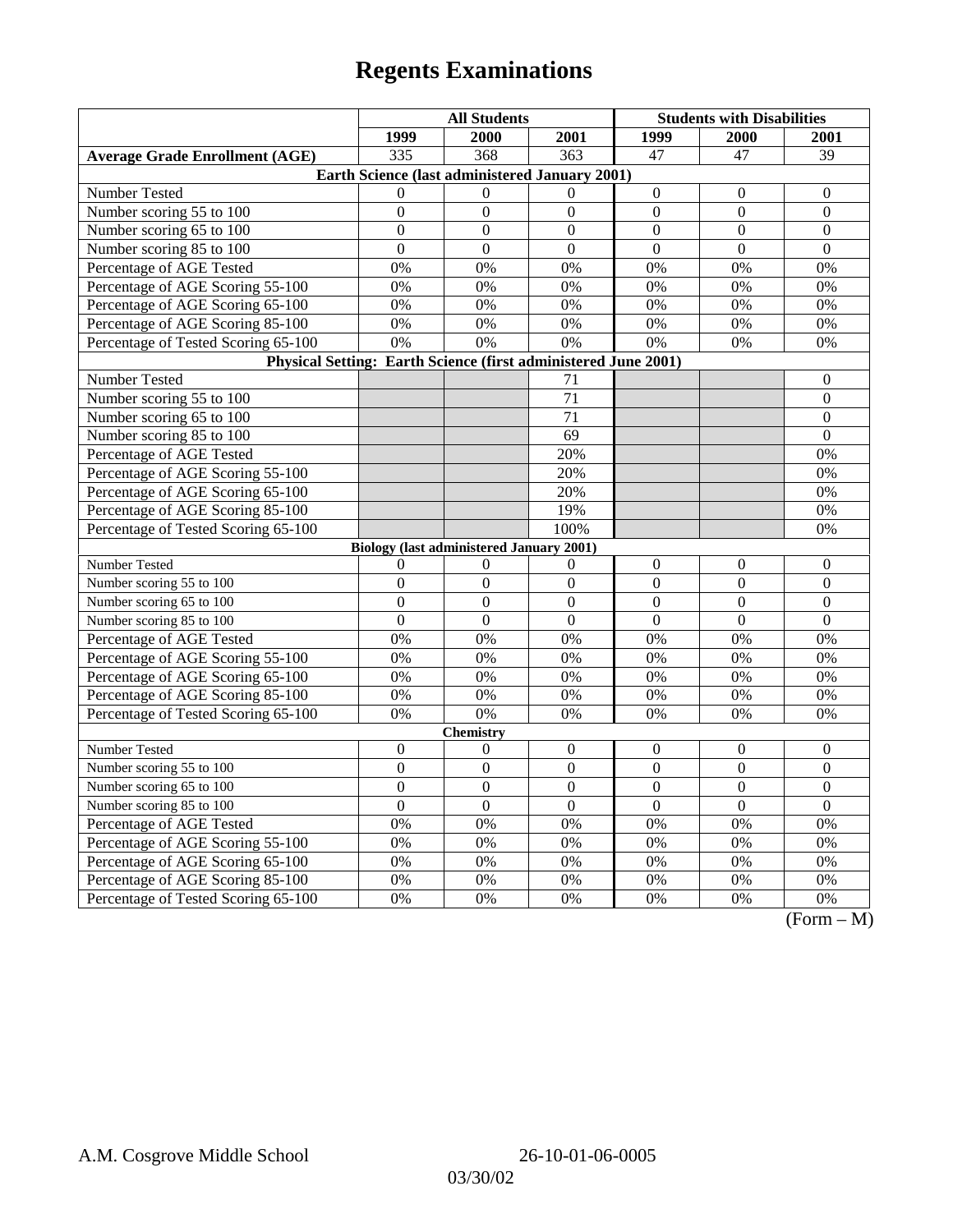# Regents Examinations

| | All Students | | | Students with Disabilities | | |
|---|---|---|---|---|---|---|
| | 1999 | 2000 | 2001 | 1999 | 2000 | 2001 |
| **Average Grade Enrollment (AGE)** | 335 | 368 | 363 | 47 | 47 | 39 |
| **Earth Science (last administered January 2001)** | | | | | | |
| Number Tested | 0 | 0 | 0 | 0 | 0 | 0 |
| Number scoring 55 to 100 | 0 | 0 | 0 | 0 | 0 | 0 |
| Number scoring 65 to 100 | 0 | 0 | 0 | 0 | 0 | 0 |
| Number scoring 85 to 100 | 0 | 0 | 0 | 0 | 0 | 0 |
| Percentage of AGE Tested | 0% | 0% | 0% | 0% | 0% | 0% |
| Percentage of AGE Scoring 55-100 | 0% | 0% | 0% | 0% | 0% | 0% |
| Percentage of AGE Scoring 65-100 | 0% | 0% | 0% | 0% | 0% | 0% |
| Percentage of AGE Scoring 85-100 | 0% | 0% | 0% | 0% | 0% | 0% |
| Percentage of Tested Scoring 65-100 | 0% | 0% | 0% | 0% | 0% | 0% |
| **Physical Setting: Earth Science (first administered June 2001)** | | | | | | |
| Number Tested | | | 71 | | | 0 |
| Number scoring 55 to 100 | | | 71 | | | 0 |
| Number scoring 65 to 100 | | | 71 | | | 0 |
| Number scoring 85 to 100 | | | 69 | | | 0 |
| Percentage of AGE Tested | | | 20% | | | 0% |
| Percentage of AGE Scoring 55-100 | | | 20% | | | 0% |
| Percentage of AGE Scoring 65-100 | | | 20% | | | 0% |
| Percentage of AGE Scoring 85-100 | | | 19% | | | 0% |
| Percentage of Tested Scoring 65-100 | | | 100% | | | 0% |
| **Biology (last administered January 2001)** | | | | | | |
| Number Tested | 0 | 0 | 0 | 0 | 0 | 0 |
| Number scoring 55 to 100 | 0 | 0 | 0 | 0 | 0 | 0 |
| Number scoring 65 to 100 | 0 | 0 | 0 | 0 | 0 | 0 |
| Number scoring 85 to 100 | 0 | 0 | 0 | 0 | 0 | 0 |
| Percentage of AGE Tested | 0% | 0% | 0% | 0% | 0% | 0% |
| Percentage of AGE Scoring 55-100 | 0% | 0% | 0% | 0% | 0% | 0% |
| Percentage of AGE Scoring 65-100 | 0% | 0% | 0% | 0% | 0% | 0% |
| Percentage of AGE Scoring 85-100 | 0% | 0% | 0% | 0% | 0% | 0% |
| Percentage of Tested Scoring 65-100 | 0% | 0% | 0% | 0% | 0% | 0% |
| **Chemistry** | | | | | | |
| Number Tested | 0 | 0 | 0 | 0 | 0 | 0 |
| Number scoring 55 to 100 | 0 | 0 | 0 | 0 | 0 | 0 |
| Number scoring 65 to 100 | 0 | 0 | 0 | 0 | 0 | 0 |
| Number scoring 85 to 100 | 0 | 0 | 0 | 0 | 0 | 0 |
| Percentage of AGE Tested | 0% | 0% | 0% | 0% | 0% | 0% |
| Percentage of AGE Scoring 55-100 | 0% | 0% | 0% | 0% | 0% | 0% |
| Percentage of AGE Scoring 65-100 | 0% | 0% | 0% | 0% | 0% | 0% |
| Percentage of AGE Scoring 85-100 | 0% | 0% | 0% | 0% | 0% | 0% |
| Percentage of Tested Scoring 65-100 | 0% | 0% | 0% | 0% | 0% | 0% |

(Form – M)

A.M. Cosgrove Middle School 26-10-01-06-0005

03/30/02